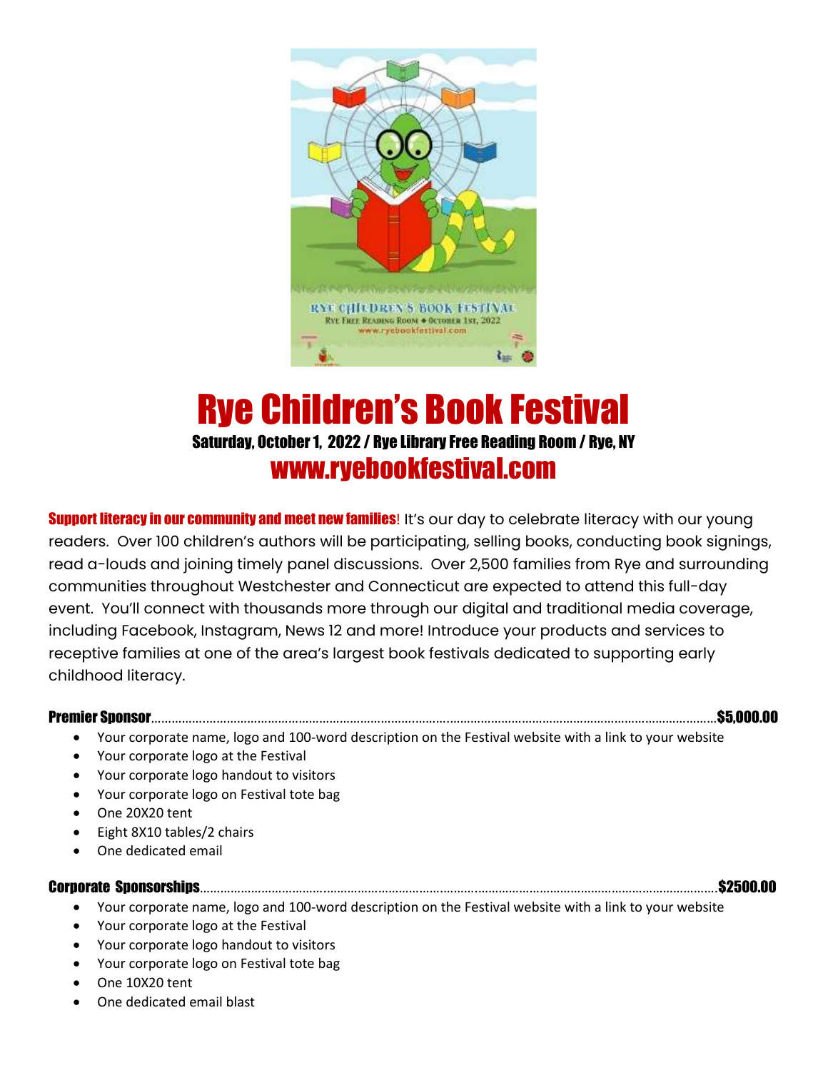# Rye Children's Book Festival

**Saturday, October 1, 2022 / Rye Library Free Reading Room / Rye, NY**

## www.ryebookfestival.com

**Support literacy in our community and meet new families**! It's our day to celebrate literacy with our young readers. Over 100 children's authors will be participating, selling books, conducting book signings, read a-louds and joining timely panel discussions. Over 2,500 families from Rye and surrounding communities throughout Westchester and Connecticut are expected to attend this full-day event. You'll connect with thousands more through our digital and traditional media coverage, including Facebook, Instagram, News 12 and more! Introduce your products and services to receptive families at one of the area's largest book festivals dedicated to supporting early childhood literacy.

**Premier Sponsor**……………………………………………………………………………………………………**$5,000.00**

- Your corporate name, logo and 100-word description on the Festival website with a link to your website
- Your corporate logo at the Festival
- Your corporate logo handout to visitors
- Your corporate logo on Festival tote bag
- One 20X20 tent
- Eight 8X10 tables/2 chairs
- One dedicated email

**Corporate Sponsorships**……………………………………………………………………………………………**$2500.00**

- Your corporate name, logo and 100-word description on the Festival website with a link to your website
- Your corporate logo at the Festival
- Your corporate logo handout to visitors
- Your corporate logo on Festival tote bag
- One 10X20 tent
- One dedicated email blast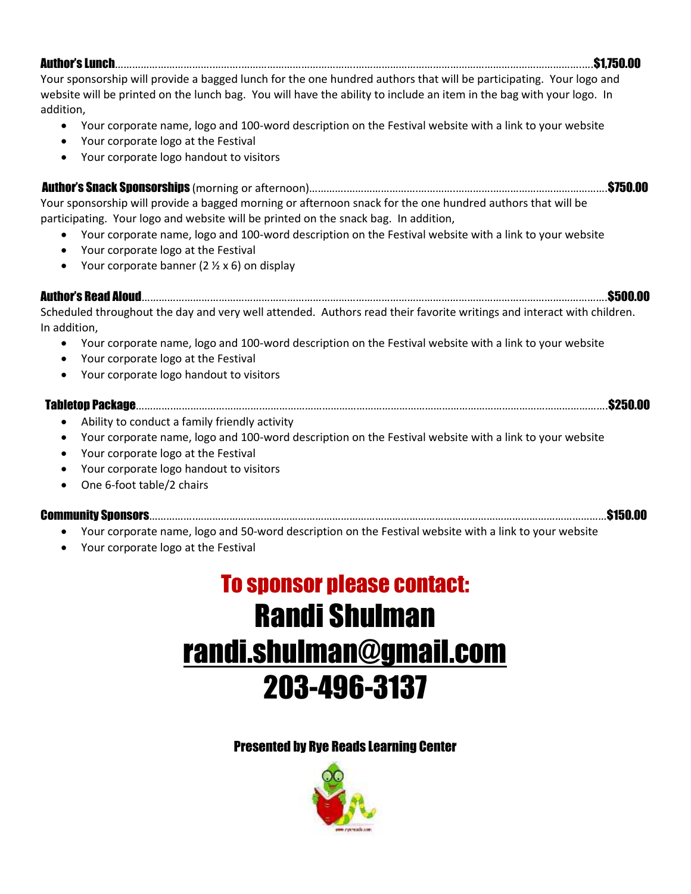**Author's Lunch**……………………………………………………………………………………………………………………………………$1,750.00

Your sponsorship will provide a bagged lunch for the one hundred authors that will be participating. Your logo and website will be printed on the lunch bag. You will have the ability to include an item in the bag with your logo. In addition,

- Your corporate name, logo and 100-word description on the Festival website with a link to your website
- Your corporate logo at the Festival
- Your corporate logo handout to visitors

**Author's Snack Sponsorships** (morning or afternoon)…………………………………………………………………………………$750.00

Your sponsorship will provide a bagged morning or afternoon snack for the one hundred authors that will be participating. Your logo and website will be printed on the snack bag. In addition,

- Your corporate name, logo and 100-word description on the Festival website with a link to your website
- Your corporate logo at the Festival
- Your corporate banner (2 ½ x 6) on display

**Author's Read Aloud**…………………………………………………………………………………………………………………………………$500.00

Scheduled throughout the day and very well attended. Authors read their favorite writings and interact with children. In addition,

- Your corporate name, logo and 100-word description on the Festival website with a link to your website
- Your corporate logo at the Festival
- Your corporate logo handout to visitors

**Tabletop Package**……………………………………………………………………………………………………………………………………$250.00

- Ability to conduct a family friendly activity
- Your corporate name, logo and 100-word description on the Festival website with a link to your website
- Your corporate logo at the Festival
- Your corporate logo handout to visitors
- One 6-foot table/2 chairs

**Community Sponsors**………………………………………………………………………………………………………………………………$150.00

- Your corporate name, logo and 50-word description on the Festival website with a link to your website
- Your corporate logo at the Festival

# To sponsor please contact:

# Randi Shulman

# randi.shulman@gmail.com

# 203-496-3137

**Presented by Rye Reads Learning Center**